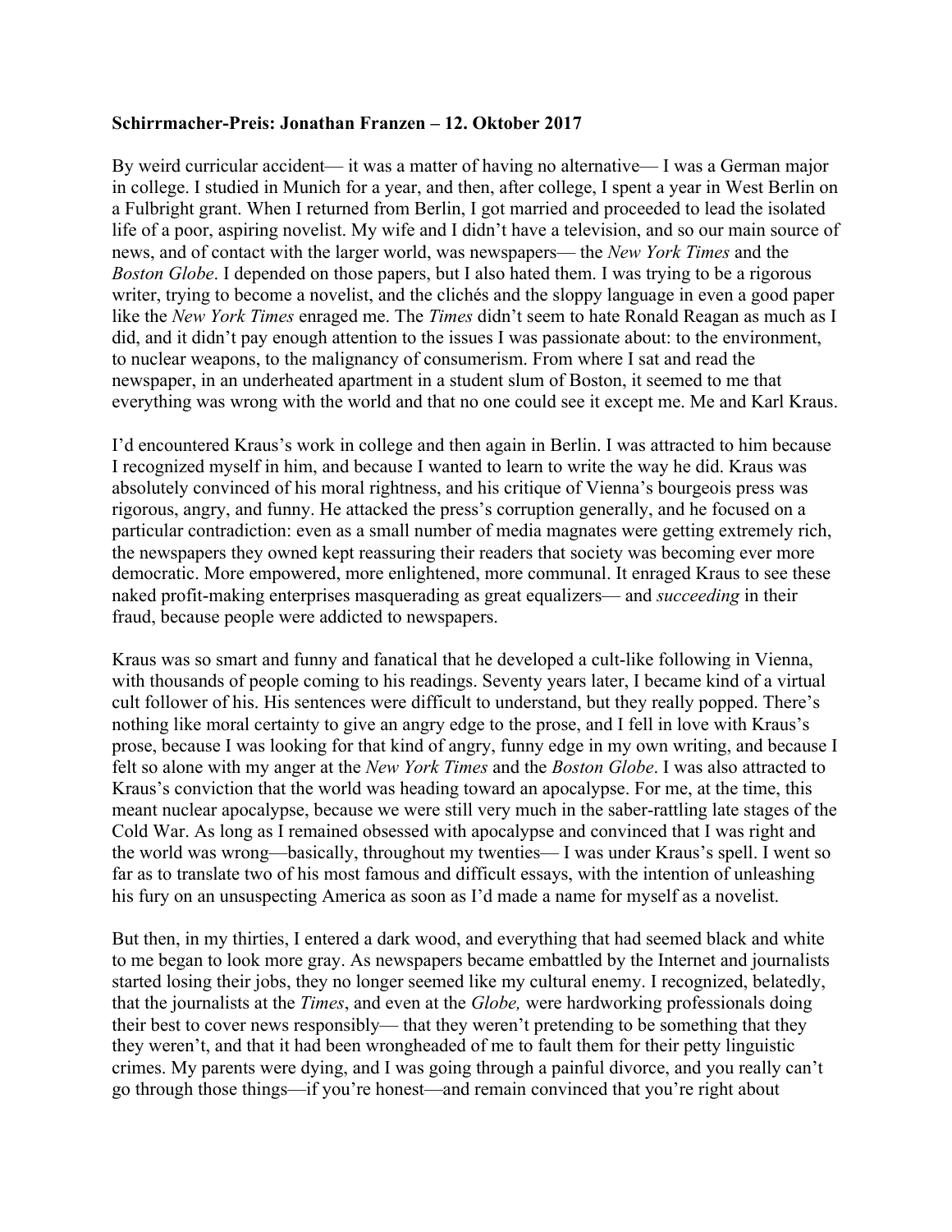**Schirrmacher-Preis: Jonathan Franzen – 12. Oktober 2017**

By weird curricular accident— it was a matter of having no alternative— I was a German major in college. I studied in Munich for a year, and then, after college, I spent a year in West Berlin on a Fulbright grant. When I returned from Berlin, I got married and proceeded to lead the isolated life of a poor, aspiring novelist. My wife and I didn't have a television, and so our main source of news, and of contact with the larger world, was newspapers— the *New York Times* and the *Boston Globe*. I depended on those papers, but I also hated them. I was trying to be a rigorous writer, trying to become a novelist, and the clichés and the sloppy language in even a good paper like the *New York Times* enraged me. The *Times* didn't seem to hate Ronald Reagan as much as I did, and it didn't pay enough attention to the issues I was passionate about: to the environment, to nuclear weapons, to the malignancy of consumerism. From where I sat and read the newspaper, in an underheated apartment in a student slum of Boston, it seemed to me that everything was wrong with the world and that no one could see it except me. Me and Karl Kraus.

I'd encountered Kraus's work in college and then again in Berlin. I was attracted to him because I recognized myself in him, and because I wanted to learn to write the way he did. Kraus was absolutely convinced of his moral rightness, and his critique of Vienna's bourgeois press was rigorous, angry, and funny. He attacked the press's corruption generally, and he focused on a particular contradiction: even as a small number of media magnates were getting extremely rich, the newspapers they owned kept reassuring their readers that society was becoming ever more democratic. More empowered, more enlightened, more communal. It enraged Kraus to see these naked profit-making enterprises masquerading as great equalizers— and *succeeding* in their fraud, because people were addicted to newspapers.

Kraus was so smart and funny and fanatical that he developed a cult-like following in Vienna, with thousands of people coming to his readings. Seventy years later, I became kind of a virtual cult follower of his. His sentences were difficult to understand, but they really popped. There's nothing like moral certainty to give an angry edge to the prose, and I fell in love with Kraus's prose, because I was looking for that kind of angry, funny edge in my own writing, and because I felt so alone with my anger at the *New York Times* and the *Boston Globe*. I was also attracted to Kraus's conviction that the world was heading toward an apocalypse. For me, at the time, this meant nuclear apocalypse, because we were still very much in the saber-rattling late stages of the Cold War. As long as I remained obsessed with apocalypse and convinced that I was right and the world was wrong—basically, throughout my twenties— I was under Kraus's spell. I went so far as to translate two of his most famous and difficult essays, with the intention of unleashing his fury on an unsuspecting America as soon as I'd made a name for myself as a novelist.

But then, in my thirties, I entered a dark wood, and everything that had seemed black and white to me began to look more gray. As newspapers became embattled by the Internet and journalists started losing their jobs, they no longer seemed like my cultural enemy. I recognized, belatedly, that the journalists at the *Times*, and even at the *Globe,* were hardworking professionals doing their best to cover news responsibly— that they weren't pretending to be something that they they weren't, and that it had been wrongheaded of me to fault them for their petty linguistic crimes. My parents were dying, and I was going through a painful divorce, and you really can't go through those things—if you're honest—and remain convinced that you're right about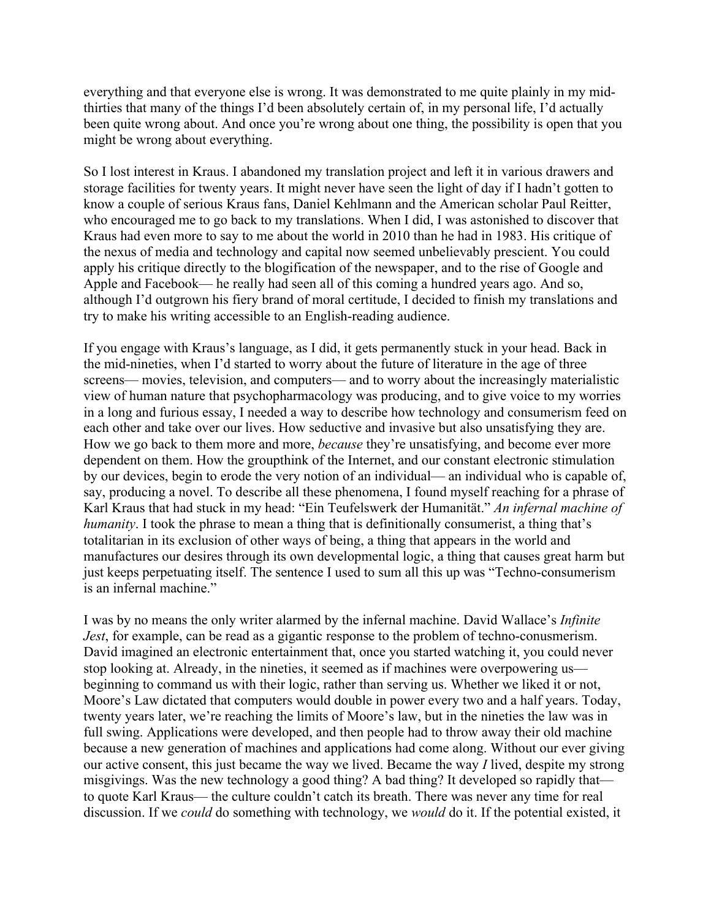everything and that everyone else is wrong. It was demonstrated to me quite plainly in my mid-thirties that many of the things I'd been absolutely certain of, in my personal life, I'd actually been quite wrong about. And once you're wrong about one thing, the possibility is open that you might be wrong about everything.

So I lost interest in Kraus. I abandoned my translation project and left it in various drawers and storage facilities for twenty years. It might never have seen the light of day if I hadn't gotten to know a couple of serious Kraus fans, Daniel Kehlmann and the American scholar Paul Reitter, who encouraged me to go back to my translations. When I did, I was astonished to discover that Kraus had even more to say to me about the world in 2010 than he had in 1983. His critique of the nexus of media and technology and capital now seemed unbelievably prescient. You could apply his critique directly to the blogification of the newspaper, and to the rise of Google and Apple and Facebook— he really had seen all of this coming a hundred years ago. And so, although I'd outgrown his fiery brand of moral certitude, I decided to finish my translations and try to make his writing accessible to an English-reading audience.

If you engage with Kraus's language, as I did, it gets permanently stuck in your head. Back in the mid-nineties, when I'd started to worry about the future of literature in the age of three screens— movies, television, and computers— and to worry about the increasingly materialistic view of human nature that psychopharmacology was producing, and to give voice to my worries in a long and furious essay, I needed a way to describe how technology and consumerism feed on each other and take over our lives. How seductive and invasive but also unsatisfying they are. How we go back to them more and more, *because* they're unsatisfying, and become ever more dependent on them. How the groupthink of the Internet, and our constant electronic stimulation by our devices, begin to erode the very notion of an individual— an individual who is capable of, say, producing a novel. To describe all these phenomena, I found myself reaching for a phrase of Karl Kraus that had stuck in my head: "Ein Teufelswerk der Humanität." *An infernal machine of humanity*. I took the phrase to mean a thing that is definitionally consumerist, a thing that's totalitarian in its exclusion of other ways of being, a thing that appears in the world and manufactures our desires through its own developmental logic, a thing that causes great harm but just keeps perpetuating itself. The sentence I used to sum all this up was "Techno-consumerism is an infernal machine."

I was by no means the only writer alarmed by the infernal machine. David Wallace's *Infinite Jest*, for example, can be read as a gigantic response to the problem of techno-conusmerism. David imagined an electronic entertainment that, once you started watching it, you could never stop looking at. Already, in the nineties, it seemed as if machines were overpowering us— beginning to command us with their logic, rather than serving us. Whether we liked it or not, Moore's Law dictated that computers would double in power every two and a half years. Today, twenty years later, we're reaching the limits of Moore's law, but in the nineties the law was in full swing. Applications were developed, and then people had to throw away their old machine because a new generation of machines and applications had come along. Without our ever giving our active consent, this just became the way we lived. Became the way *I* lived, despite my strong misgivings. Was the new technology a good thing? A bad thing? It developed so rapidly that— to quote Karl Kraus— the culture couldn't catch its breath. There was never any time for real discussion. If we *could* do something with technology, we *would* do it. If the potential existed, it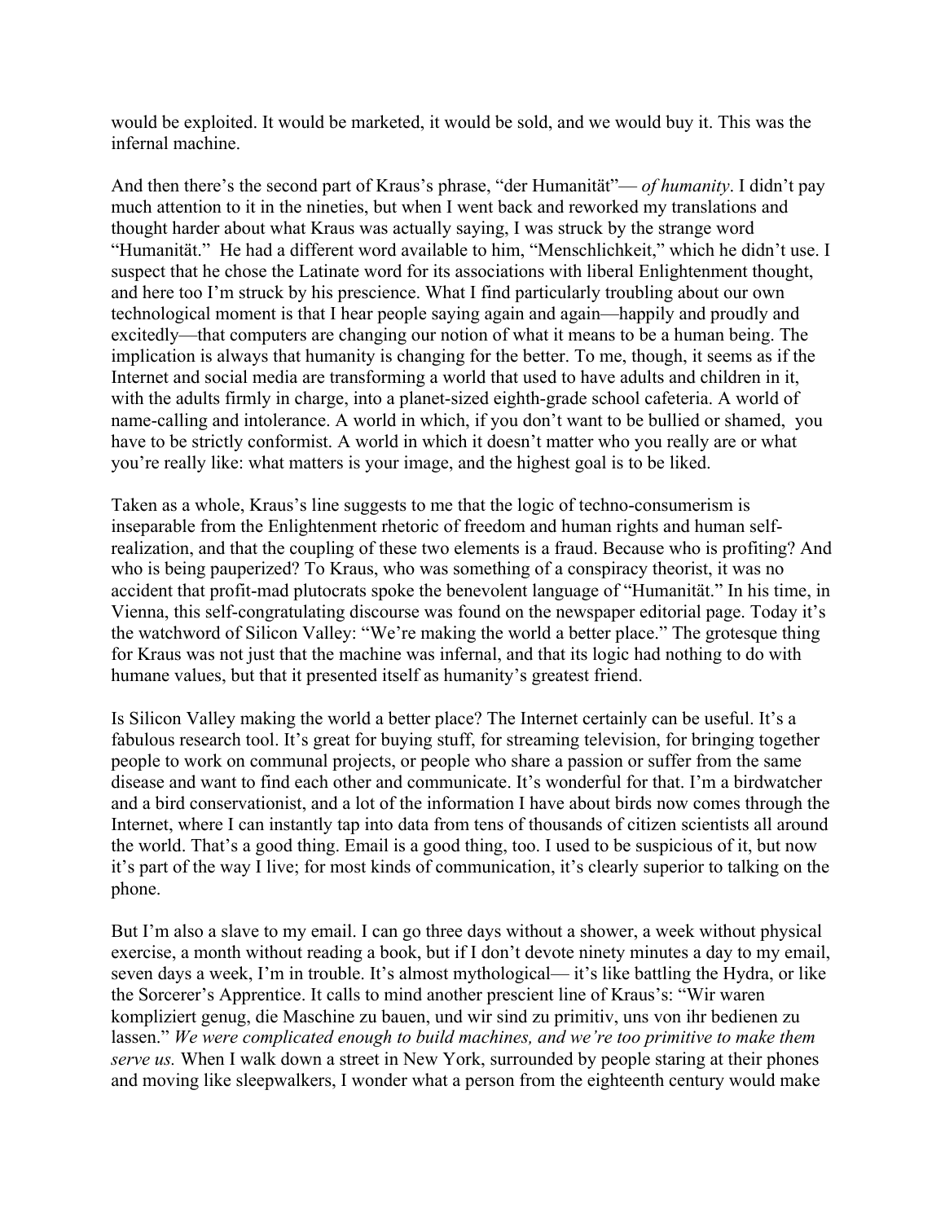would be exploited. It would be marketed, it would be sold, and we would buy it. This was the infernal machine.

And then there's the second part of Kraus's phrase, "der Humanität"— *of humanity*. I didn't pay much attention to it in the nineties, but when I went back and reworked my translations and thought harder about what Kraus was actually saying, I was struck by the strange word "Humanität." He had a different word available to him, "Menschlichkeit," which he didn't use. I suspect that he chose the Latinate word for its associations with liberal Enlightenment thought, and here too I'm struck by his prescience. What I find particularly troubling about our own technological moment is that I hear people saying again and again—happily and proudly and excitedly—that computers are changing our notion of what it means to be a human being. The implication is always that humanity is changing for the better. To me, though, it seems as if the Internet and social media are transforming a world that used to have adults and children in it, with the adults firmly in charge, into a planet-sized eighth-grade school cafeteria. A world of name-calling and intolerance. A world in which, if you don't want to be bullied or shamed, you have to be strictly conformist. A world in which it doesn't matter who you really are or what you're really like: what matters is your image, and the highest goal is to be liked.

Taken as a whole, Kraus's line suggests to me that the logic of techno-consumerism is inseparable from the Enlightenment rhetoric of freedom and human rights and human self-realization, and that the coupling of these two elements is a fraud. Because who is profiting? And who is being pauperized? To Kraus, who was something of a conspiracy theorist, it was no accident that profit-mad plutocrats spoke the benevolent language of "Humanität." In his time, in Vienna, this self-congratulating discourse was found on the newspaper editorial page. Today it's the watchword of Silicon Valley: "We're making the world a better place." The grotesque thing for Kraus was not just that the machine was infernal, and that its logic had nothing to do with humane values, but that it presented itself as humanity's greatest friend.

Is Silicon Valley making the world a better place? The Internet certainly can be useful. It's a fabulous research tool. It's great for buying stuff, for streaming television, for bringing together people to work on communal projects, or people who share a passion or suffer from the same disease and want to find each other and communicate. It's wonderful for that. I'm a birdwatcher and a bird conservationist, and a lot of the information I have about birds now comes through the Internet, where I can instantly tap into data from tens of thousands of citizen scientists all around the world. That's a good thing. Email is a good thing, too. I used to be suspicious of it, but now it's part of the way I live; for most kinds of communication, it's clearly superior to talking on the phone.

But I'm also a slave to my email. I can go three days without a shower, a week without physical exercise, a month without reading a book, but if I don't devote ninety minutes a day to my email, seven days a week, I'm in trouble. It's almost mythological— it's like battling the Hydra, or like the Sorcerer's Apprentice. It calls to mind another prescient line of Kraus's: "Wir waren kompliziert genug, die Maschine zu bauen, und wir sind zu primitiv, uns von ihr bedienen zu lassen." *We were complicated enough to build machines, and we're too primitive to make them serve us.* When I walk down a street in New York, surrounded by people staring at their phones and moving like sleepwalkers, I wonder what a person from the eighteenth century would make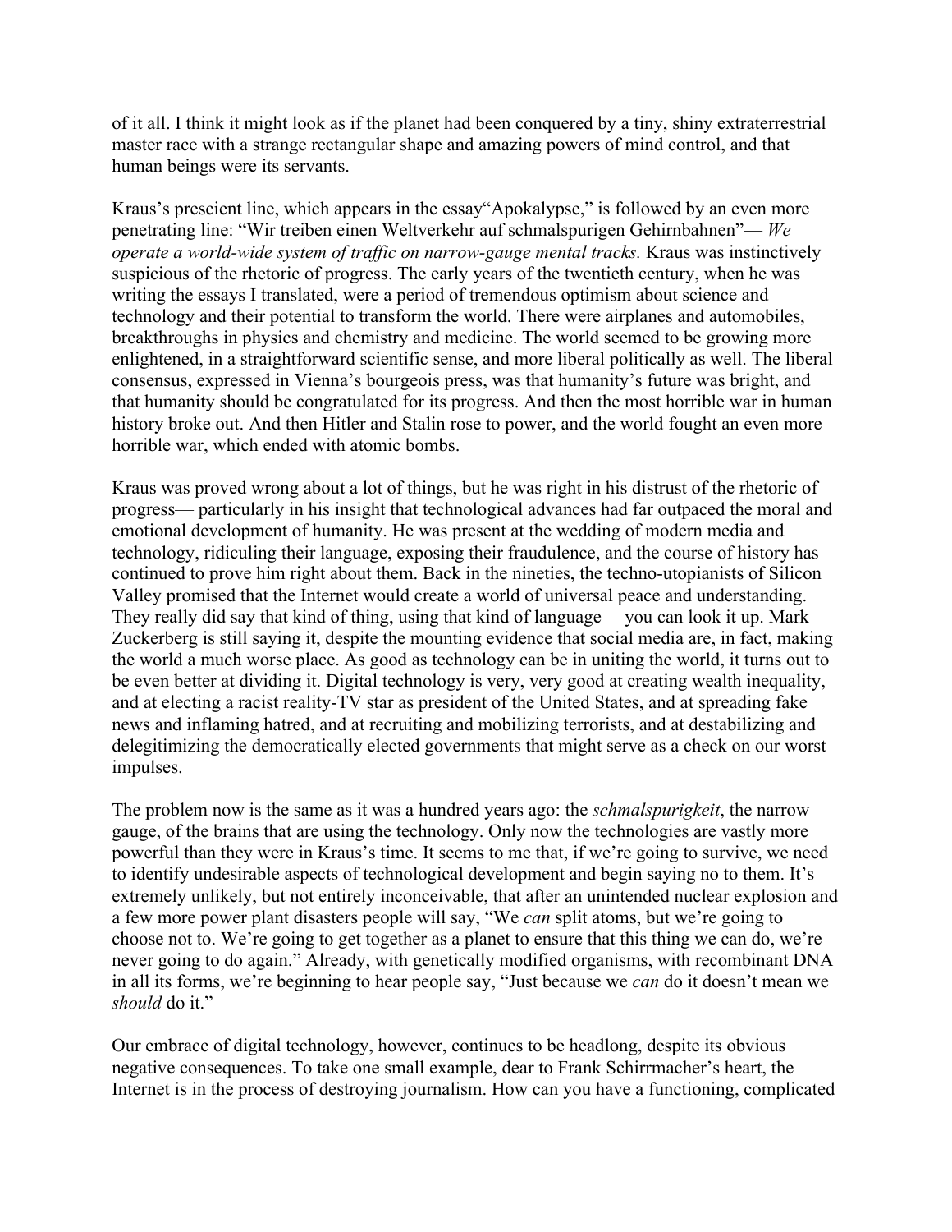of it all. I think it might look as if the planet had been conquered by a tiny, shiny extraterrestrial master race with a strange rectangular shape and amazing powers of mind control, and that human beings were its servants.

Kraus's prescient line, which appears in the essay"Apokalypse," is followed by an even more penetrating line: "Wir treiben einen Weltverkehr auf schmalspurigen Gehirnbahnen"— *We operate a world-wide system of traffic on narrow-gauge mental tracks.* Kraus was instinctively suspicious of the rhetoric of progress. The early years of the twentieth century, when he was writing the essays I translated, were a period of tremendous optimism about science and technology and their potential to transform the world. There were airplanes and automobiles, breakthroughs in physics and chemistry and medicine. The world seemed to be growing more enlightened, in a straightforward scientific sense, and more liberal politically as well. The liberal consensus, expressed in Vienna's bourgeois press, was that humanity's future was bright, and that humanity should be congratulated for its progress. And then the most horrible war in human history broke out. And then Hitler and Stalin rose to power, and the world fought an even more horrible war, which ended with atomic bombs.

Kraus was proved wrong about a lot of things, but he was right in his distrust of the rhetoric of progress— particularly in his insight that technological advances had far outpaced the moral and emotional development of humanity. He was present at the wedding of modern media and technology, ridiculing their language, exposing their fraudulence, and the course of history has continued to prove him right about them. Back in the nineties, the techno-utopianists of Silicon Valley promised that the Internet would create a world of universal peace and understanding. They really did say that kind of thing, using that kind of language— you can look it up. Mark Zuckerberg is still saying it, despite the mounting evidence that social media are, in fact, making the world a much worse place. As good as technology can be in uniting the world, it turns out to be even better at dividing it. Digital technology is very, very good at creating wealth inequality, and at electing a racist reality-TV star as president of the United States, and at spreading fake news and inflaming hatred, and at recruiting and mobilizing terrorists, and at destabilizing and delegitimizing the democratically elected governments that might serve as a check on our worst impulses.

The problem now is the same as it was a hundred years ago: the *schmalspurigkeit*, the narrow gauge, of the brains that are using the technology. Only now the technologies are vastly more powerful than they were in Kraus's time. It seems to me that, if we're going to survive, we need to identify undesirable aspects of technological development and begin saying no to them. It's extremely unlikely, but not entirely inconceivable, that after an unintended nuclear explosion and a few more power plant disasters people will say, "We *can* split atoms, but we're going to choose not to. We're going to get together as a planet to ensure that this thing we can do, we're never going to do again." Already, with genetically modified organisms, with recombinant DNA in all its forms, we're beginning to hear people say, "Just because we *can* do it doesn't mean we *should* do it."

Our embrace of digital technology, however, continues to be headlong, despite its obvious negative consequences. To take one small example, dear to Frank Schirrmacher's heart, the Internet is in the process of destroying journalism. How can you have a functioning, complicated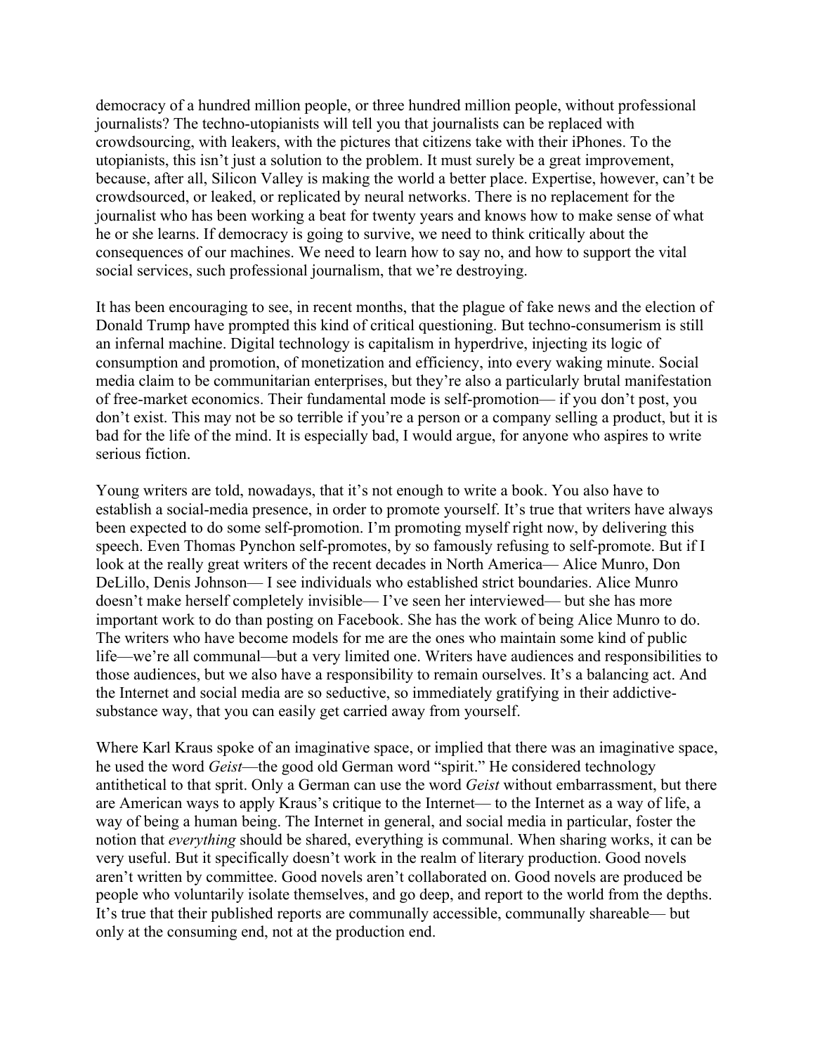democracy of a hundred million people, or three hundred million people, without professional journalists? The techno-utopianists will tell you that journalists can be replaced with crowdsourcing, with leakers, with the pictures that citizens take with their iPhones. To the utopianists, this isn't just a solution to the problem. It must surely be a great improvement, because, after all, Silicon Valley is making the world a better place. Expertise, however, can't be crowdsourced, or leaked, or replicated by neural networks. There is no replacement for the journalist who has been working a beat for twenty years and knows how to make sense of what he or she learns. If democracy is going to survive, we need to think critically about the consequences of our machines. We need to learn how to say no, and how to support the vital social services, such professional journalism, that we're destroying.

It has been encouraging to see, in recent months, that the plague of fake news and the election of Donald Trump have prompted this kind of critical questioning. But techno-consumerism is still an infernal machine. Digital technology is capitalism in hyperdrive, injecting its logic of consumption and promotion, of monetization and efficiency, into every waking minute. Social media claim to be communitarian enterprises, but they're also a particularly brutal manifestation of free-market economics. Their fundamental mode is self-promotion— if you don't post, you don't exist. This may not be so terrible if you're a person or a company selling a product, but it is bad for the life of the mind. It is especially bad, I would argue, for anyone who aspires to write serious fiction.

Young writers are told, nowadays, that it's not enough to write a book. You also have to establish a social-media presence, in order to promote yourself. It's true that writers have always been expected to do some self-promotion. I'm promoting myself right now, by delivering this speech. Even Thomas Pynchon self-promotes, by so famously refusing to self-promote. But if I look at the really great writers of the recent decades in North America— Alice Munro, Don DeLillo, Denis Johnson— I see individuals who established strict boundaries. Alice Munro doesn't make herself completely invisible— I've seen her interviewed— but she has more important work to do than posting on Facebook. She has the work of being Alice Munro to do. The writers who have become models for me are the ones who maintain some kind of public life—we're all communal—but a very limited one. Writers have audiences and responsibilities to those audiences, but we also have a responsibility to remain ourselves. It's a balancing act. And the Internet and social media are so seductive, so immediately gratifying in their addictive-substance way, that you can easily get carried away from yourself.

Where Karl Kraus spoke of an imaginative space, or implied that there was an imaginative space, he used the word *Geist*—the good old German word "spirit." He considered technology antithetical to that sprit. Only a German can use the word *Geist* without embarrassment, but there are American ways to apply Kraus's critique to the Internet— to the Internet as a way of life, a way of being a human being. The Internet in general, and social media in particular, foster the notion that *everything* should be shared, everything is communal. When sharing works, it can be very useful. But it specifically doesn't work in the realm of literary production. Good novels aren't written by committee. Good novels aren't collaborated on. Good novels are produced be people who voluntarily isolate themselves, and go deep, and report to the world from the depths. It's true that their published reports are communally accessible, communally shareable— but only at the consuming end, not at the production end.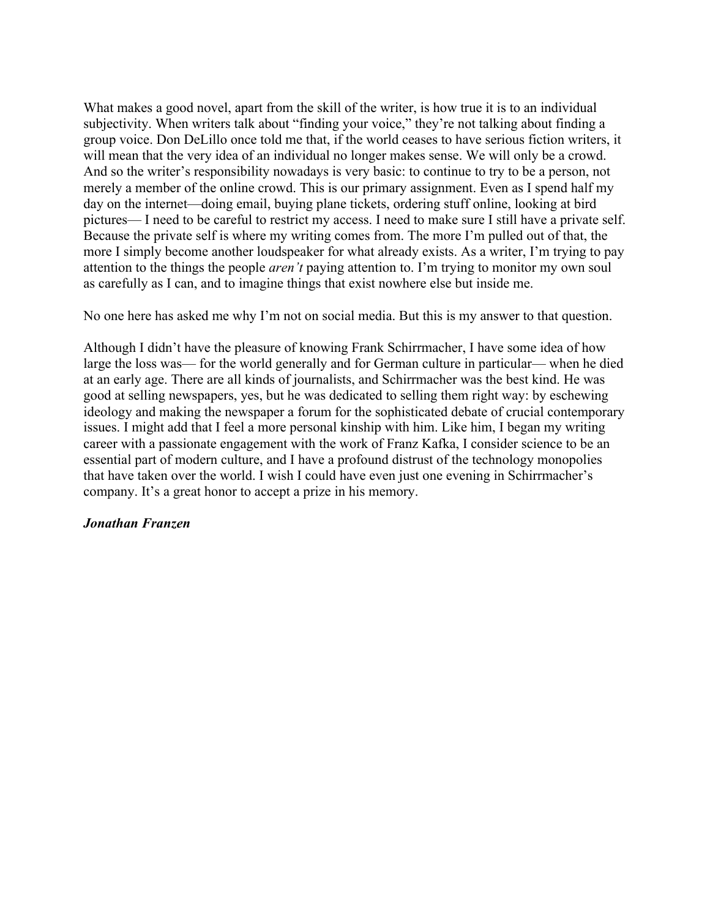What makes a good novel, apart from the skill of the writer, is how true it is to an individual subjectivity. When writers talk about "finding your voice," they're not talking about finding a group voice. Don DeLillo once told me that, if the world ceases to have serious fiction writers, it will mean that the very idea of an individual no longer makes sense. We will only be a crowd. And so the writer's responsibility nowadays is very basic: to continue to try to be a person, not merely a member of the online crowd. This is our primary assignment. Even as I spend half my day on the internet—doing email, buying plane tickets, ordering stuff online, looking at bird pictures— I need to be careful to restrict my access. I need to make sure I still have a private self. Because the private self is where my writing comes from. The more I'm pulled out of that, the more I simply become another loudspeaker for what already exists. As a writer, I'm trying to pay attention to the things the people *aren't* paying attention to. I'm trying to monitor my own soul as carefully as I can, and to imagine things that exist nowhere else but inside me.

No one here has asked me why I'm not on social media. But this is my answer to that question.

Although I didn't have the pleasure of knowing Frank Schirrmacher, I have some idea of how large the loss was— for the world generally and for German culture in particular— when he died at an early age. There are all kinds of journalists, and Schirrmacher was the best kind. He was good at selling newspapers, yes, but he was dedicated to selling them right way: by eschewing ideology and making the newspaper a forum for the sophisticated debate of crucial contemporary issues. I might add that I feel a more personal kinship with him. Like him, I began my writing career with a passionate engagement with the work of Franz Kafka, I consider science to be an essential part of modern culture, and I have a profound distrust of the technology monopolies that have taken over the world. I wish I could have even just one evening in Schirrmacher's company. It's a great honor to accept a prize in his memory.

***Jonathan Franzen***